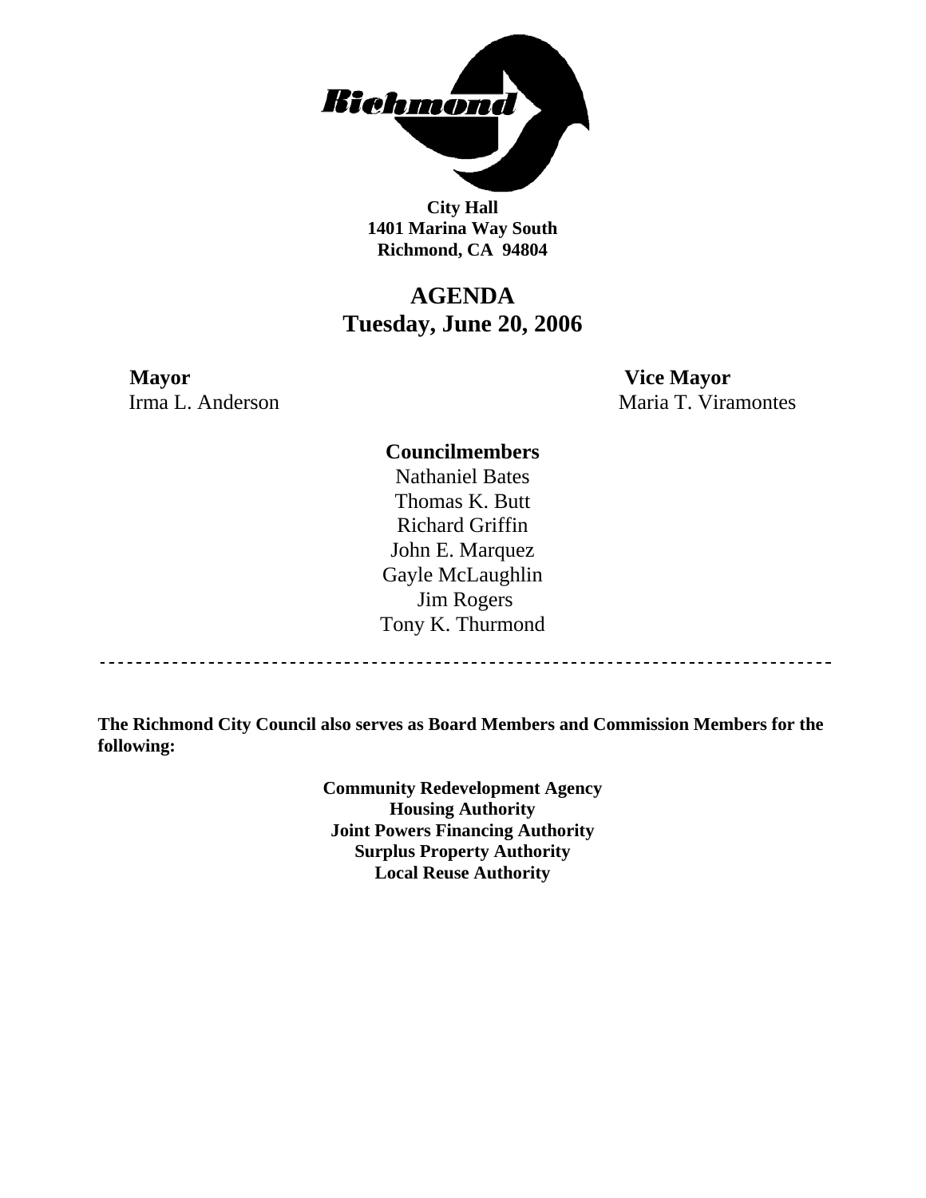**Richmond**

**City Hall**
**1401 Marina Way South**
**Richmond, CA 94804**

# AGENDA
## Tuesday, June 20, 2006

**Mayor**
Irma L. Anderson

**Vice Mayor**
Maria T. Viramontes

**Councilmembers**

Nathaniel Bates
Thomas K. Butt
Richard Griffin
John E. Marquez
Gayle McLaughlin
Jim Rogers
Tony K. Thurmond

---

**The Richmond City Council also serves as Board Members and Commission Members for the following:**

**Community Redevelopment Agency**
**Housing Authority**
**Joint Powers Financing Authority**
**Surplus Property Authority**
**Local Reuse Authority**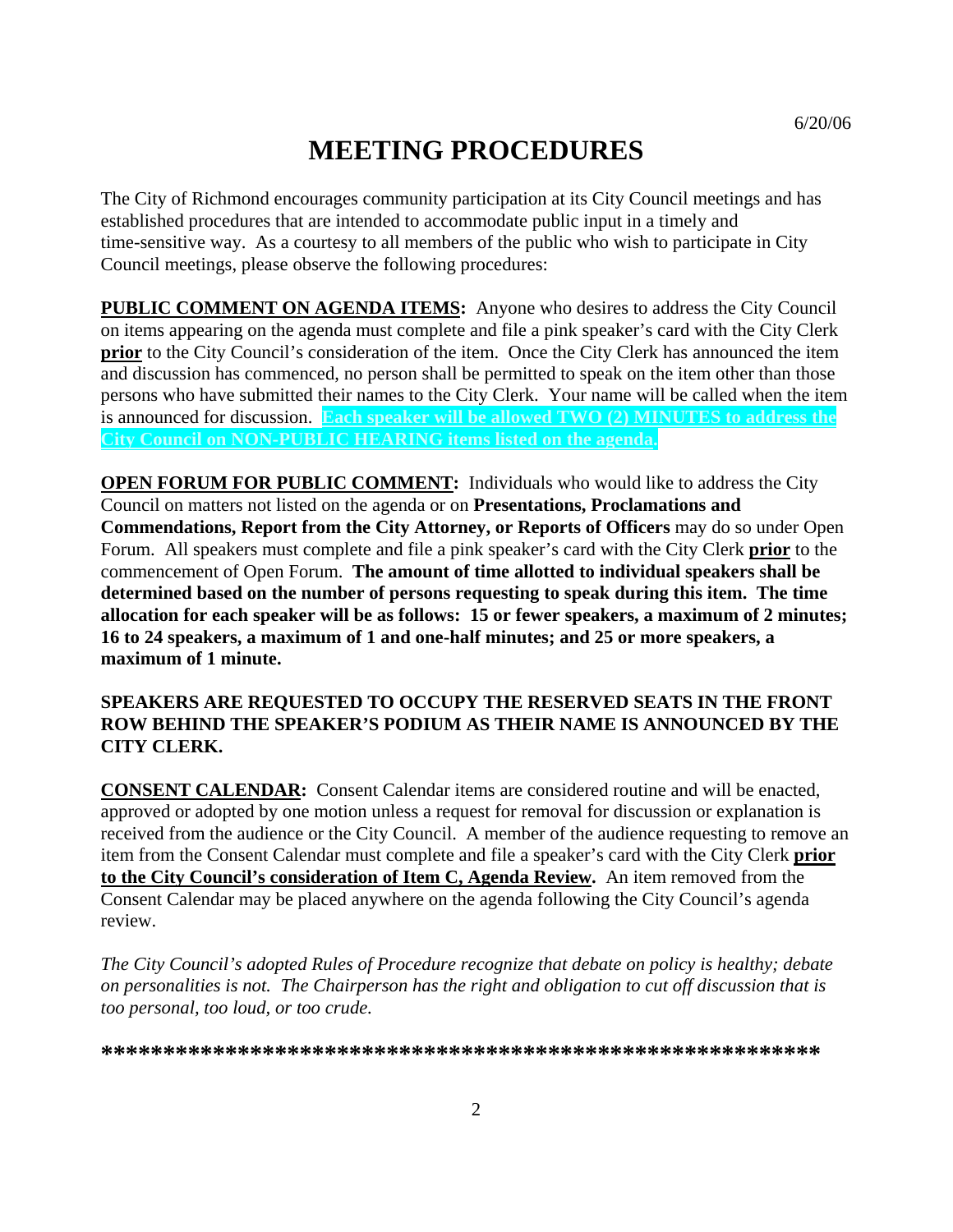6/20/06

# MEETING PROCEDURES

The City of Richmond encourages community participation at its City Council meetings and has established procedures that are intended to accommodate public input in a timely and time-sensitive way. As a courtesy to all members of the public who wish to participate in City Council meetings, please observe the following procedures:

**PUBLIC COMMENT ON AGENDA ITEMS:** Anyone who desires to address the City Council on items appearing on the agenda must complete and file a pink speaker's card with the City Clerk **prior** to the City Council's consideration of the item. Once the City Clerk has announced the item and discussion has commenced, no person shall be permitted to speak on the item other than those persons who have submitted their names to the City Clerk. Your name will be called when the item is announced for discussion. **Each speaker will be allowed TWO (2) MINUTES to address the City Council on NON-PUBLIC HEARING items listed on the agenda.**

**OPEN FORUM FOR PUBLIC COMMENT:** Individuals who would like to address the City Council on matters not listed on the agenda or on **Presentations, Proclamations and Commendations, Report from the City Attorney, or Reports of Officers** may do so under Open Forum. All speakers must complete and file a pink speaker's card with the City Clerk **prior** to the commencement of Open Forum. **The amount of time allotted to individual speakers shall be determined based on the number of persons requesting to speak during this item. The time allocation for each speaker will be as follows: 15 or fewer speakers, a maximum of 2 minutes; 16 to 24 speakers, a maximum of 1 and one-half minutes; and 25 or more speakers, a maximum of 1 minute.**

**SPEAKERS ARE REQUESTED TO OCCUPY THE RESERVED SEATS IN THE FRONT ROW BEHIND THE SPEAKER'S PODIUM AS THEIR NAME IS ANNOUNCED BY THE CITY CLERK.**

**CONSENT CALENDAR:** Consent Calendar items are considered routine and will be enacted, approved or adopted by one motion unless a request for removal for discussion or explanation is received from the audience or the City Council. A member of the audience requesting to remove an item from the Consent Calendar must complete and file a speaker's card with the City Clerk **prior to the City Council's consideration of Item C, Agenda Review.** An item removed from the Consent Calendar may be placed anywhere on the agenda following the City Council's agenda review.

*The City Council's adopted Rules of Procedure recognize that debate on policy is healthy; debate on personalities is not. The Chairperson has the right and obligation to cut off discussion that is too personal, too loud, or too crude.*

**\*\*\*\*\*\*\*\*\*\*\*\*\*\*\*\*\*\*\*\*\*\*\*\*\*\*\*\*\*\*\*\*\*\*\*\*\*\*\*\*\*\*\*\*\*\*\*\*\*\*\*\*\*\*\*\*\*\***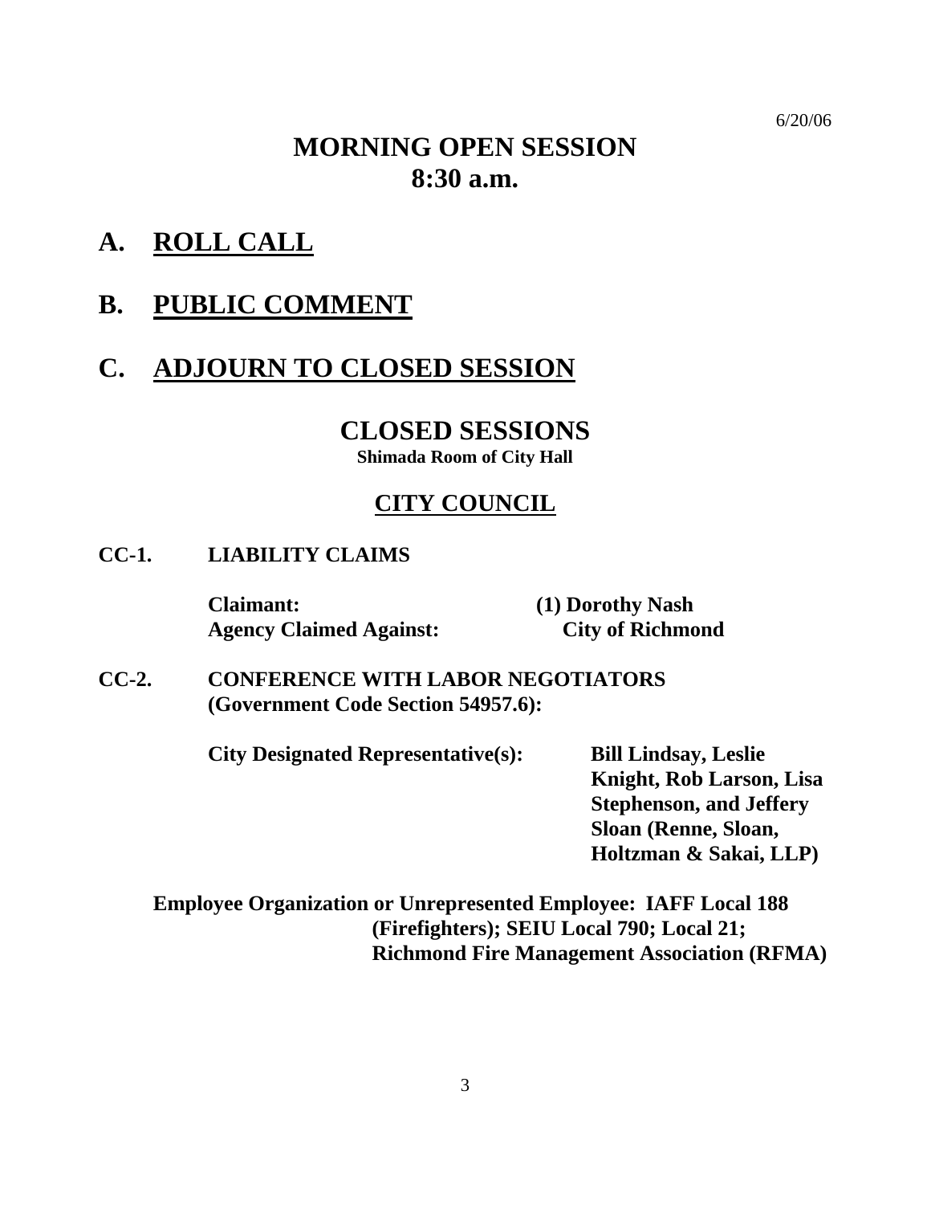6/20/06

# MORNING OPEN SESSION
# 8:30 a.m.

## A. ROLL CALL

## B. PUBLIC COMMENT

## C. ADJOURN TO CLOSED SESSION

# CLOSED SESSIONS

**Shimada Room of City Hall**

## CITY COUNCIL

**CC-1. LIABILITY CLAIMS**

**Claimant:** **(1) Dorothy Nash**
**Agency Claimed Against:** **City of Richmond**

**CC-2. CONFERENCE WITH LABOR NEGOTIATORS (Government Code Section 54957.6):**

**City Designated Representative(s):** **Bill Lindsay, Leslie Knight, Rob Larson, Lisa Stephenson, and Jeffery Sloan (Renne, Sloan, Holtzman & Sakai, LLP)**

**Employee Organization or Unrepresented Employee: IAFF Local 188 (Firefighters); SEIU Local 790; Local 21; Richmond Fire Management Association (RFMA)**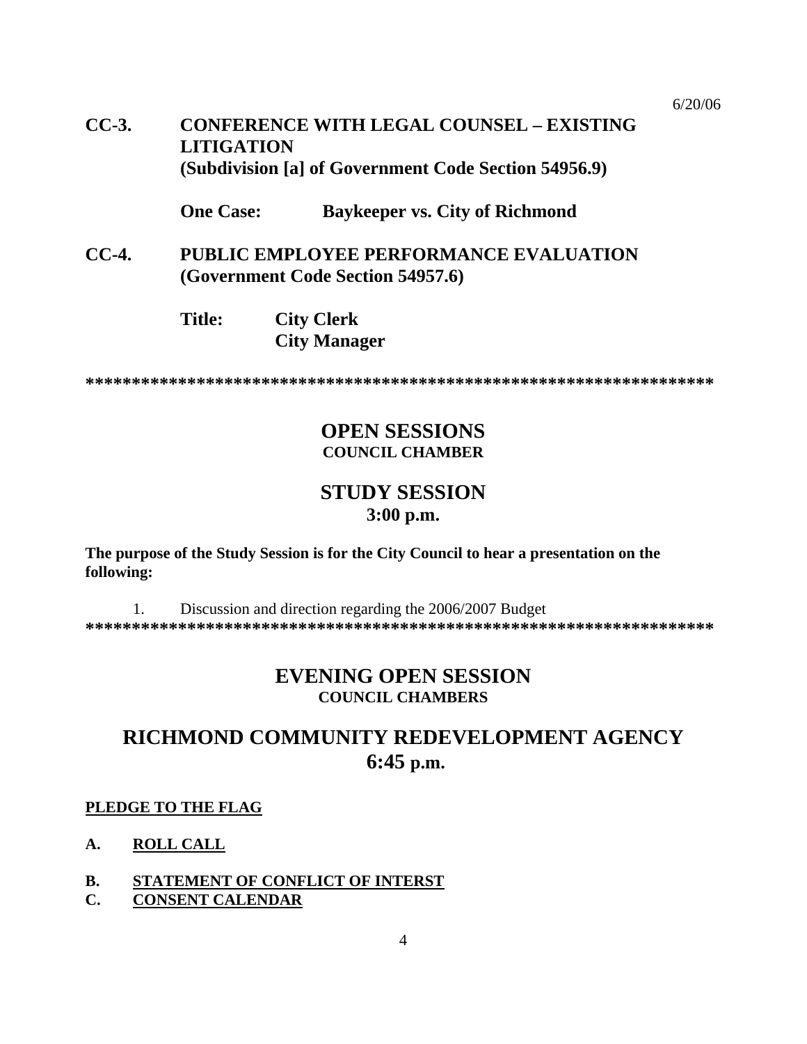**CC-3. CONFERENCE WITH LEGAL COUNSEL – EXISTING LITIGATION (Subdivision [a] of Government Code Section 54956.9)**

**One Case: Baykeeper vs. City of Richmond**

**CC-4. PUBLIC EMPLOYEE PERFORMANCE EVALUATION (Government Code Section 54957.6)**

**Title: City Clerk**
**City Manager**

*********************************************************************

## OPEN SESSIONS
### COUNCIL CHAMBER

## STUDY SESSION
### 3:00 p.m.

**The purpose of the Study Session is for the City Council to hear a presentation on the following:**

1. Discussion and direction regarding the 2006/2007 Budget

*********************************************************************

## EVENING OPEN SESSION
### COUNCIL CHAMBERS

# RICHMOND COMMUNITY REDEVELOPMENT AGENCY
## 6:45 p.m.

**PLEDGE TO THE FLAG**

**A. ROLL CALL**

**B. STATEMENT OF CONFLICT OF INTERST**

**C. CONSENT CALENDAR**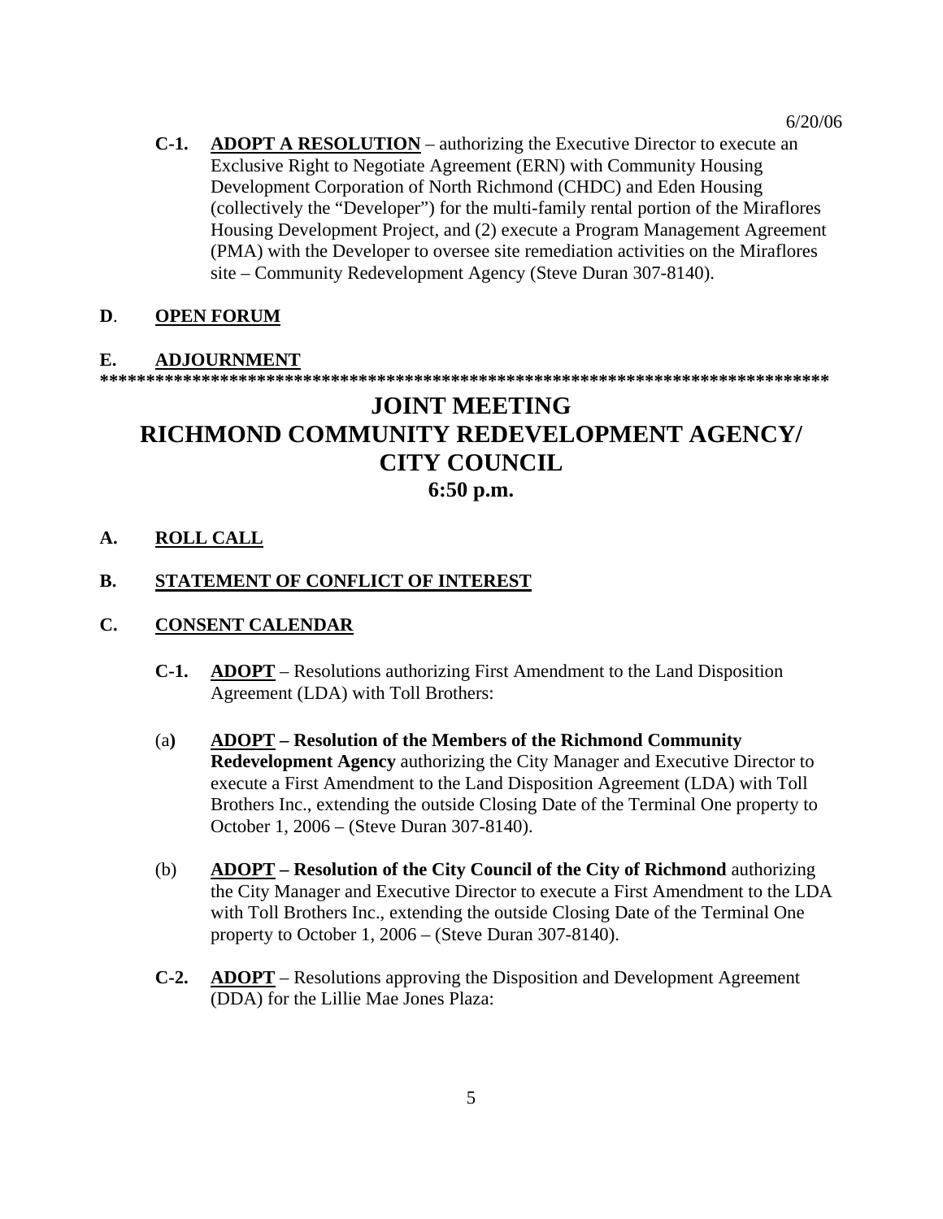**C-1. ADOPT A RESOLUTION** – authorizing the Executive Director to execute an Exclusive Right to Negotiate Agreement (ERN) with Community Housing Development Corporation of North Richmond (CHDC) and Eden Housing (collectively the "Developer") for the multi-family rental portion of the Miraflores Housing Development Project, and (2) execute a Program Management Agreement (PMA) with the Developer to oversee site remediation activities on the Miraflores site – Community Redevelopment Agency (Steve Duran 307-8140).

**D. OPEN FORUM**

**E. ADJOURNMENT**

*******************************************************************************

# JOINT MEETING RICHMOND COMMUNITY REDEVELOPMENT AGENCY/ CITY COUNCIL

## 6:50 p.m.

**A. ROLL CALL**

**B. STATEMENT OF CONFLICT OF INTEREST**

**C. CONSENT CALENDAR**

**C-1. ADOPT** – Resolutions authorizing First Amendment to the Land Disposition Agreement (LDA) with Toll Brothers:

(a) **ADOPT – Resolution of the Members of the Richmond Community Redevelopment Agency** authorizing the City Manager and Executive Director to execute a First Amendment to the Land Disposition Agreement (LDA) with Toll Brothers Inc., extending the outside Closing Date of the Terminal One property to October 1, 2006 – (Steve Duran 307-8140).

(b) **ADOPT – Resolution of the City Council of the City of Richmond** authorizing the City Manager and Executive Director to execute a First Amendment to the LDA with Toll Brothers Inc., extending the outside Closing Date of the Terminal One property to October 1, 2006 – (Steve Duran 307-8140).

**C-2. ADOPT** – Resolutions approving the Disposition and Development Agreement (DDA) for the Lillie Mae Jones Plaza: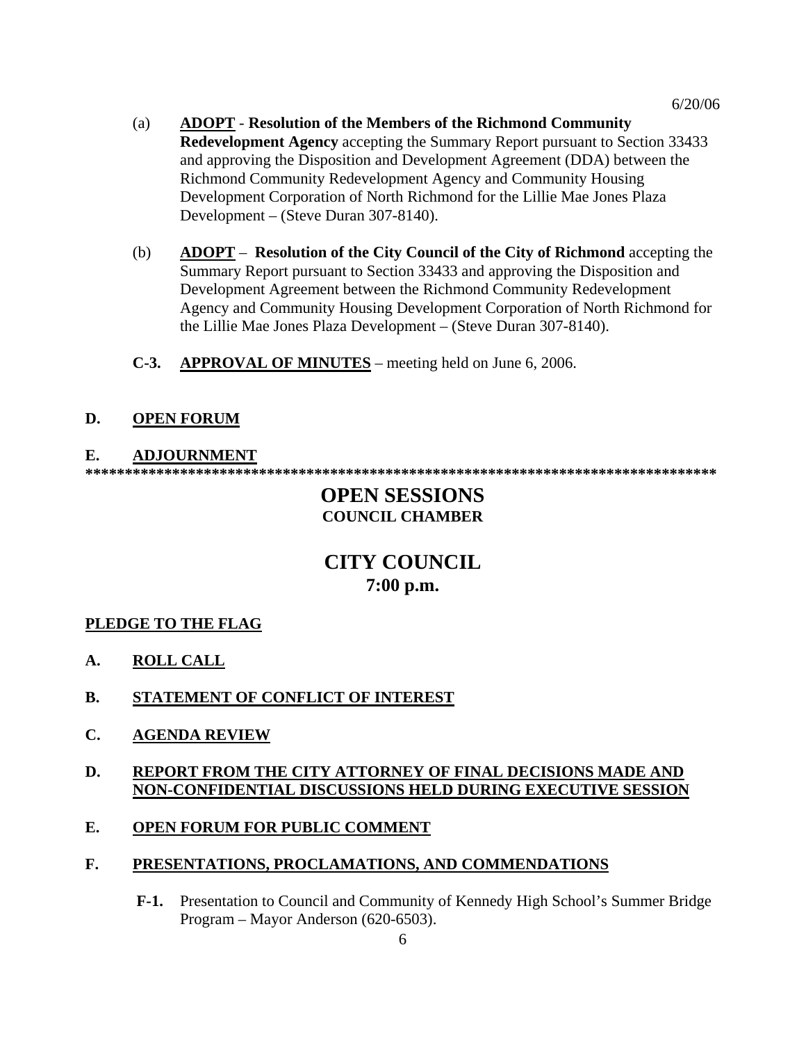(a) **ADOPT** - **Resolution of the Members of the Richmond Community Redevelopment Agency** accepting the Summary Report pursuant to Section 33433 and approving the Disposition and Development Agreement (DDA) between the Richmond Community Redevelopment Agency and Community Housing Development Corporation of North Richmond for the Lillie Mae Jones Plaza Development – (Steve Duran 307-8140).

(b) **ADOPT** – **Resolution of the City Council of the City of Richmond** accepting the Summary Report pursuant to Section 33433 and approving the Disposition and Development Agreement between the Richmond Community Redevelopment Agency and Community Housing Development Corporation of North Richmond for the Lillie Mae Jones Plaza Development – (Steve Duran 307-8140).

**C-3. APPROVAL OF MINUTES** – meeting held on June 6, 2006.

**D. OPEN FORUM**

**E. ADJOURNMENT**

***********************************************************************************

## OPEN SESSIONS
### COUNCIL CHAMBER

## CITY COUNCIL
### 7:00 p.m.

**PLEDGE TO THE FLAG**

**A. ROLL CALL**

**B. STATEMENT OF CONFLICT OF INTEREST**

**C. AGENDA REVIEW**

**D. REPORT FROM THE CITY ATTORNEY OF FINAL DECISIONS MADE AND NON-CONFIDENTIAL DISCUSSIONS HELD DURING EXECUTIVE SESSION**

**E. OPEN FORUM FOR PUBLIC COMMENT**

**F. PRESENTATIONS, PROCLAMATIONS, AND COMMENDATIONS**

**F-1.** Presentation to Council and Community of Kennedy High School's Summer Bridge Program – Mayor Anderson (620-6503).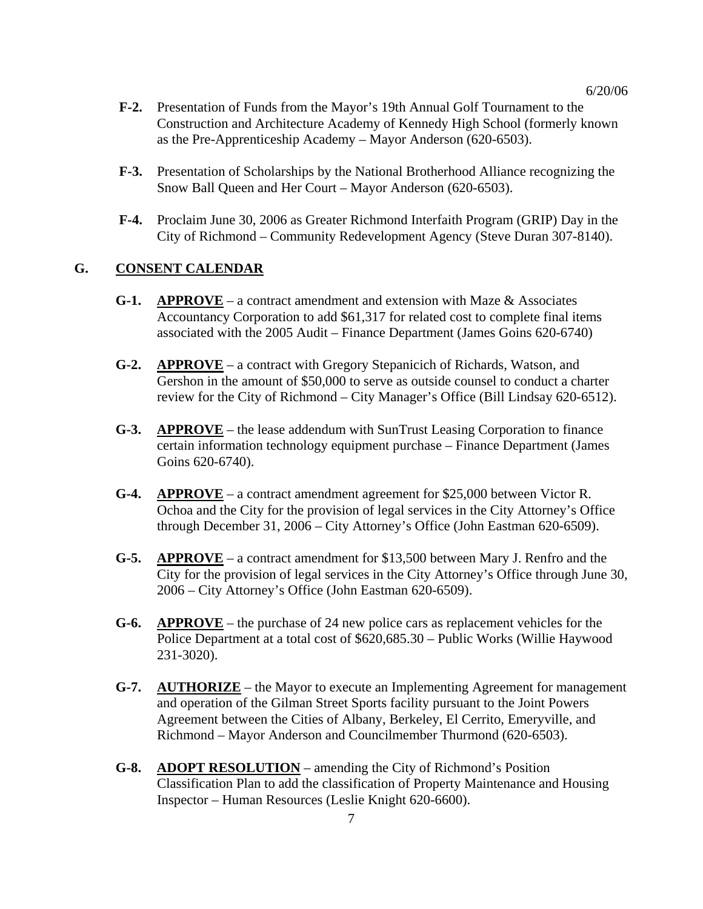**F-2.** Presentation of Funds from the Mayor's 19th Annual Golf Tournament to the Construction and Architecture Academy of Kennedy High School (formerly known as the Pre-Apprenticeship Academy – Mayor Anderson (620-6503).

**F-3.** Presentation of Scholarships by the National Brotherhood Alliance recognizing the Snow Ball Queen and Her Court – Mayor Anderson (620-6503).

**F-4.** Proclaim June 30, 2006 as Greater Richmond Interfaith Program (GRIP) Day in the City of Richmond – Community Redevelopment Agency (Steve Duran 307-8140).

## G. CONSENT CALENDAR

**G-1.** **APPROVE** – a contract amendment and extension with Maze & Associates Accountancy Corporation to add $61,317 for related cost to complete final items associated with the 2005 Audit – Finance Department (James Goins 620-6740)

**G-2.** **APPROVE** – a contract with Gregory Stepanicich of Richards, Watson, and Gershon in the amount of $50,000 to serve as outside counsel to conduct a charter review for the City of Richmond – City Manager's Office (Bill Lindsay 620-6512).

**G-3.** **APPROVE** – the lease addendum with SunTrust Leasing Corporation to finance certain information technology equipment purchase – Finance Department (James Goins 620-6740).

**G-4.** **APPROVE** – a contract amendment agreement for $25,000 between Victor R. Ochoa and the City for the provision of legal services in the City Attorney's Office through December 31, 2006 – City Attorney's Office (John Eastman 620-6509).

**G-5.** **APPROVE** – a contract amendment for $13,500 between Mary J. Renfro and the City for the provision of legal services in the City Attorney's Office through June 30, 2006 – City Attorney's Office (John Eastman 620-6509).

**G-6.** **APPROVE** – the purchase of 24 new police cars as replacement vehicles for the Police Department at a total cost of $620,685.30 – Public Works (Willie Haywood 231-3020).

**G-7.** **AUTHORIZE** – the Mayor to execute an Implementing Agreement for management and operation of the Gilman Street Sports facility pursuant to the Joint Powers Agreement between the Cities of Albany, Berkeley, El Cerrito, Emeryville, and Richmond – Mayor Anderson and Councilmember Thurmond (620-6503).

**G-8.** **ADOPT RESOLUTION** – amending the City of Richmond's Position Classification Plan to add the classification of Property Maintenance and Housing Inspector – Human Resources (Leslie Knight 620-6600).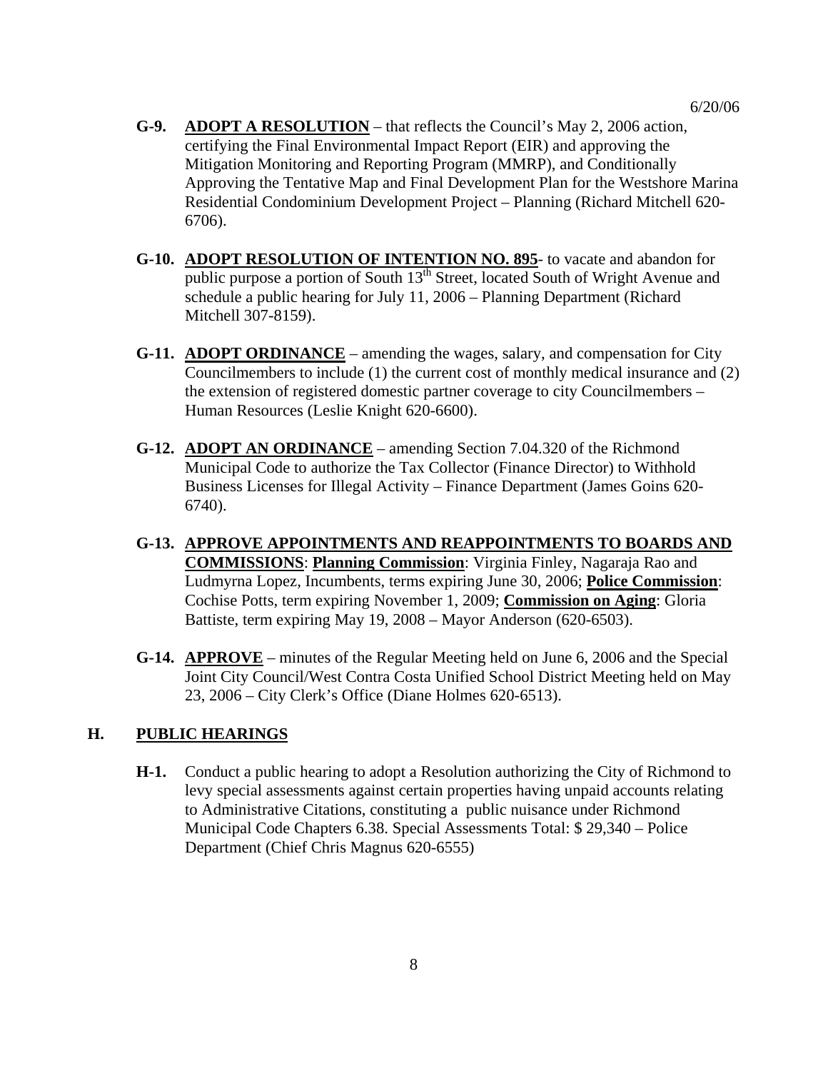6/20/06

**G-9.** **ADOPT A RESOLUTION** – that reflects the Council's May 2, 2006 action, certifying the Final Environmental Impact Report (EIR) and approving the Mitigation Monitoring and Reporting Program (MMRP), and Conditionally Approving the Tentative Map and Final Development Plan for the Westshore Marina Residential Condominium Development Project – Planning (Richard Mitchell 620-6706).

**G-10.** **ADOPT RESOLUTION OF INTENTION NO. 895**- to vacate and abandon for public purpose a portion of South 13th Street, located South of Wright Avenue and schedule a public hearing for July 11, 2006 – Planning Department (Richard Mitchell 307-8159).

**G-11.** **ADOPT ORDINANCE** – amending the wages, salary, and compensation for City Councilmembers to include (1) the current cost of monthly medical insurance and (2) the extension of registered domestic partner coverage to city Councilmembers – Human Resources (Leslie Knight 620-6600).

**G-12.** **ADOPT AN ORDINANCE** – amending Section 7.04.320 of the Richmond Municipal Code to authorize the Tax Collector (Finance Director) to Withhold Business Licenses for Illegal Activity – Finance Department (James Goins 620-6740).

**G-13.** **APPROVE APPOINTMENTS AND REAPPOINTMENTS TO BOARDS AND COMMISSIONS**: **Planning Commission**: Virginia Finley, Nagaraja Rao and Ludmyrna Lopez, Incumbents, terms expiring June 30, 2006; **Police Commission**: Cochise Potts, term expiring November 1, 2009; **Commission on Aging**: Gloria Battiste, term expiring May 19, 2008 – Mayor Anderson (620-6503).

**G-14.** **APPROVE** – minutes of the Regular Meeting held on June 6, 2006 and the Special Joint City Council/West Contra Costa Unified School District Meeting held on May 23, 2006 – City Clerk's Office (Diane Holmes 620-6513).

## H. PUBLIC HEARINGS

**H-1.** Conduct a public hearing to adopt a Resolution authorizing the City of Richmond to levy special assessments against certain properties having unpaid accounts relating to Administrative Citations, constituting a public nuisance under Richmond Municipal Code Chapters 6.38. Special Assessments Total: $ 29,340 – Police Department (Chief Chris Magnus 620-6555)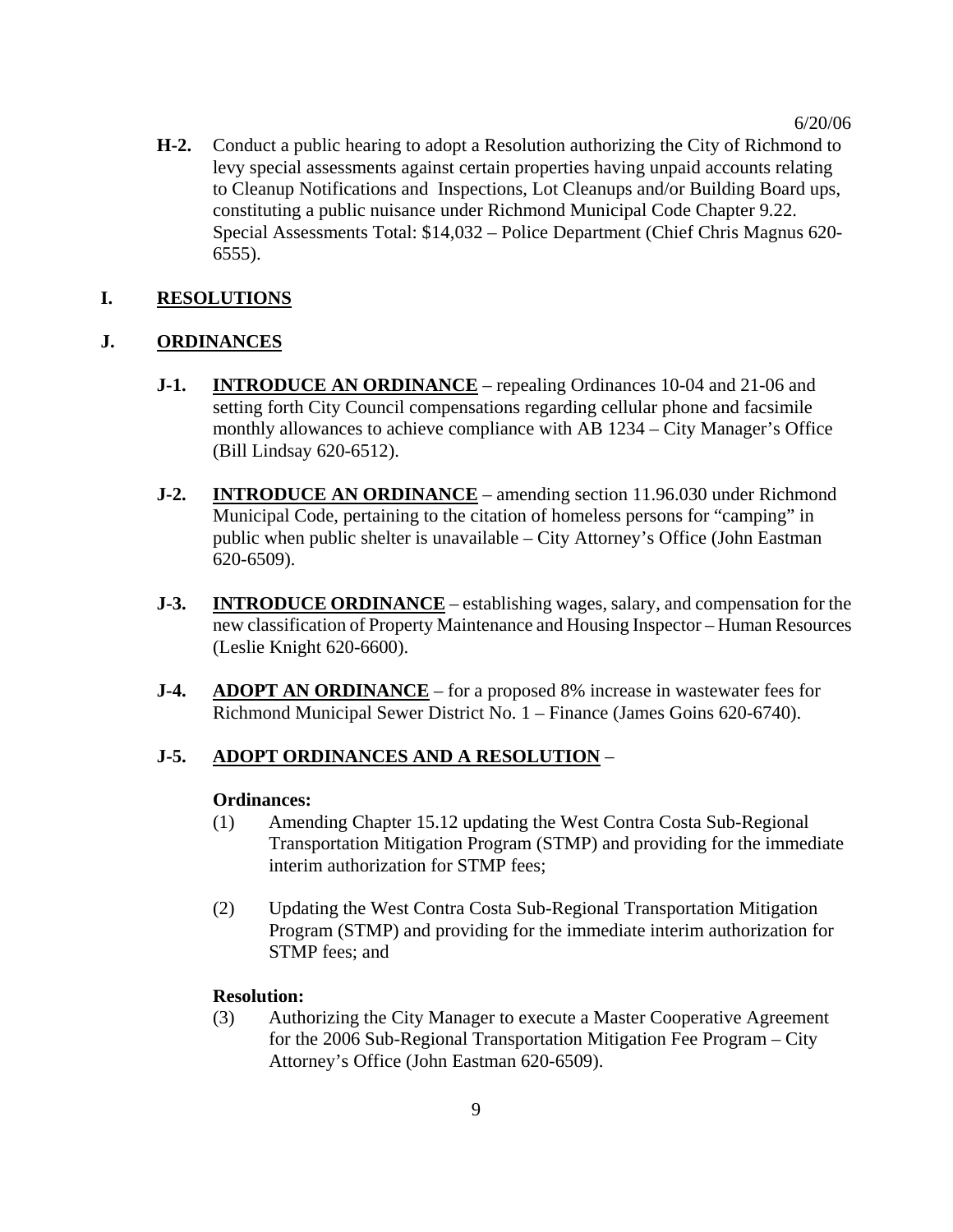6/20/06

**H-2.** Conduct a public hearing to adopt a Resolution authorizing the City of Richmond to levy special assessments against certain properties having unpaid accounts relating to Cleanup Notifications and Inspections, Lot Cleanups and/or Building Board ups, constituting a public nuisance under Richmond Municipal Code Chapter 9.22. Special Assessments Total: $14,032 – Police Department (Chief Chris Magnus 620-6555).

## I. <u>RESOLUTIONS</u>

## J. <u>ORDINANCES</u>

**J-1.** **<u>INTRODUCE AN ORDINANCE</u>** – repealing Ordinances 10-04 and 21-06 and setting forth City Council compensations regarding cellular phone and facsimile monthly allowances to achieve compliance with AB 1234 – City Manager's Office (Bill Lindsay 620-6512).

**J-2.** **<u>INTRODUCE AN ORDINANCE</u>** – amending section 11.96.030 under Richmond Municipal Code, pertaining to the citation of homeless persons for "camping" in public when public shelter is unavailable – City Attorney's Office (John Eastman 620-6509).

**J-3.** **<u>INTRODUCE ORDINANCE</u>** – establishing wages, salary, and compensation for the new classification of Property Maintenance and Housing Inspector – Human Resources (Leslie Knight 620-6600).

**J-4.** **<u>ADOPT AN ORDINANCE</u>** – for a proposed 8% increase in wastewater fees for Richmond Municipal Sewer District No. 1 – Finance (James Goins 620-6740).

**J-5.** **<u>ADOPT ORDINANCES AND A RESOLUTION</u>** –

**Ordinances:**

(1) Amending Chapter 15.12 updating the West Contra Costa Sub-Regional Transportation Mitigation Program (STMP) and providing for the immediate interim authorization for STMP fees;

(2) Updating the West Contra Costa Sub-Regional Transportation Mitigation Program (STMP) and providing for the immediate interim authorization for STMP fees; and

**Resolution:**

(3) Authorizing the City Manager to execute a Master Cooperative Agreement for the 2006 Sub-Regional Transportation Mitigation Fee Program – City Attorney's Office (John Eastman 620-6509).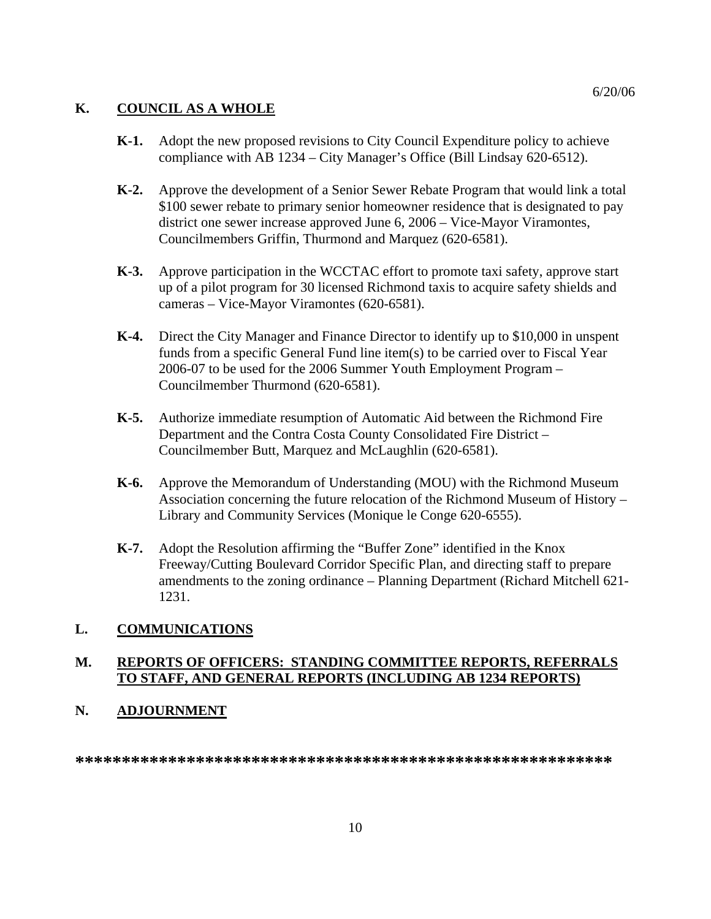6/20/06

## K. COUNCIL AS A WHOLE

**K-1.** Adopt the new proposed revisions to City Council Expenditure policy to achieve compliance with AB 1234 – City Manager's Office (Bill Lindsay 620-6512).

**K-2.** Approve the development of a Senior Sewer Rebate Program that would link a total $100 sewer rebate to primary senior homeowner residence that is designated to pay district one sewer increase approved June 6, 2006 – Vice-Mayor Viramontes, Councilmembers Griffin, Thurmond and Marquez (620-6581).

**K-3.** Approve participation in the WCCTAC effort to promote taxi safety, approve start up of a pilot program for 30 licensed Richmond taxis to acquire safety shields and cameras – Vice-Mayor Viramontes (620-6581).

**K-4.** Direct the City Manager and Finance Director to identify up to $10,000 in unspent funds from a specific General Fund line item(s) to be carried over to Fiscal Year 2006-07 to be used for the 2006 Summer Youth Employment Program – Councilmember Thurmond (620-6581).

**K-5.** Authorize immediate resumption of Automatic Aid between the Richmond Fire Department and the Contra Costa County Consolidated Fire District – Councilmember Butt, Marquez and McLaughlin (620-6581).

**K-6.** Approve the Memorandum of Understanding (MOU) with the Richmond Museum Association concerning the future relocation of the Richmond Museum of History – Library and Community Services (Monique le Conge 620-6555).

**K-7.** Adopt the Resolution affirming the "Buffer Zone" identified in the Knox Freeway/Cutting Boulevard Corridor Specific Plan, and directing staff to prepare amendments to the zoning ordinance – Planning Department (Richard Mitchell 621-1231.

## L. COMMUNICATIONS

## M. REPORTS OF OFFICERS: STANDING COMMITTEE REPORTS, REFERRALS TO STAFF, AND GENERAL REPORTS (INCLUDING AB 1234 REPORTS)

## N. ADJOURNMENT

**************************************************************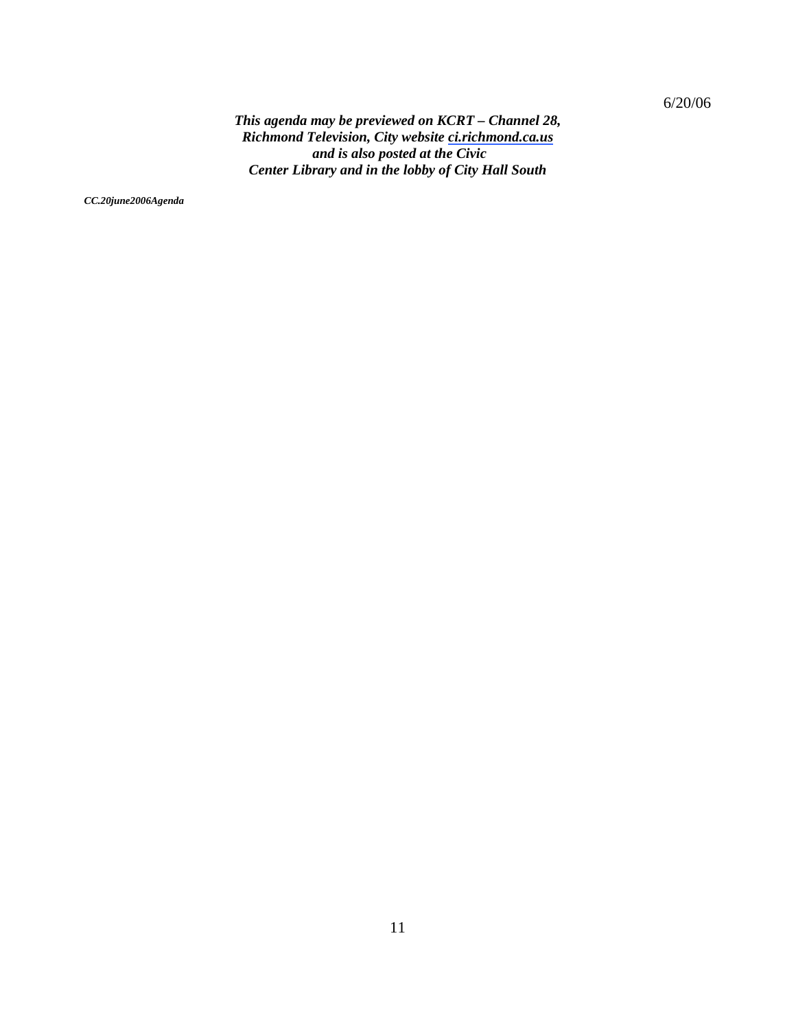6/20/06

***This agenda may be previewed on KCRT – Channel 28, Richmond Television, City website [ci.richmond.ca.us](ci.richmond.ca.us) and is also posted at the Civic Center Library and in the lobby of City Hall South***

***CC.20june2006Agenda***